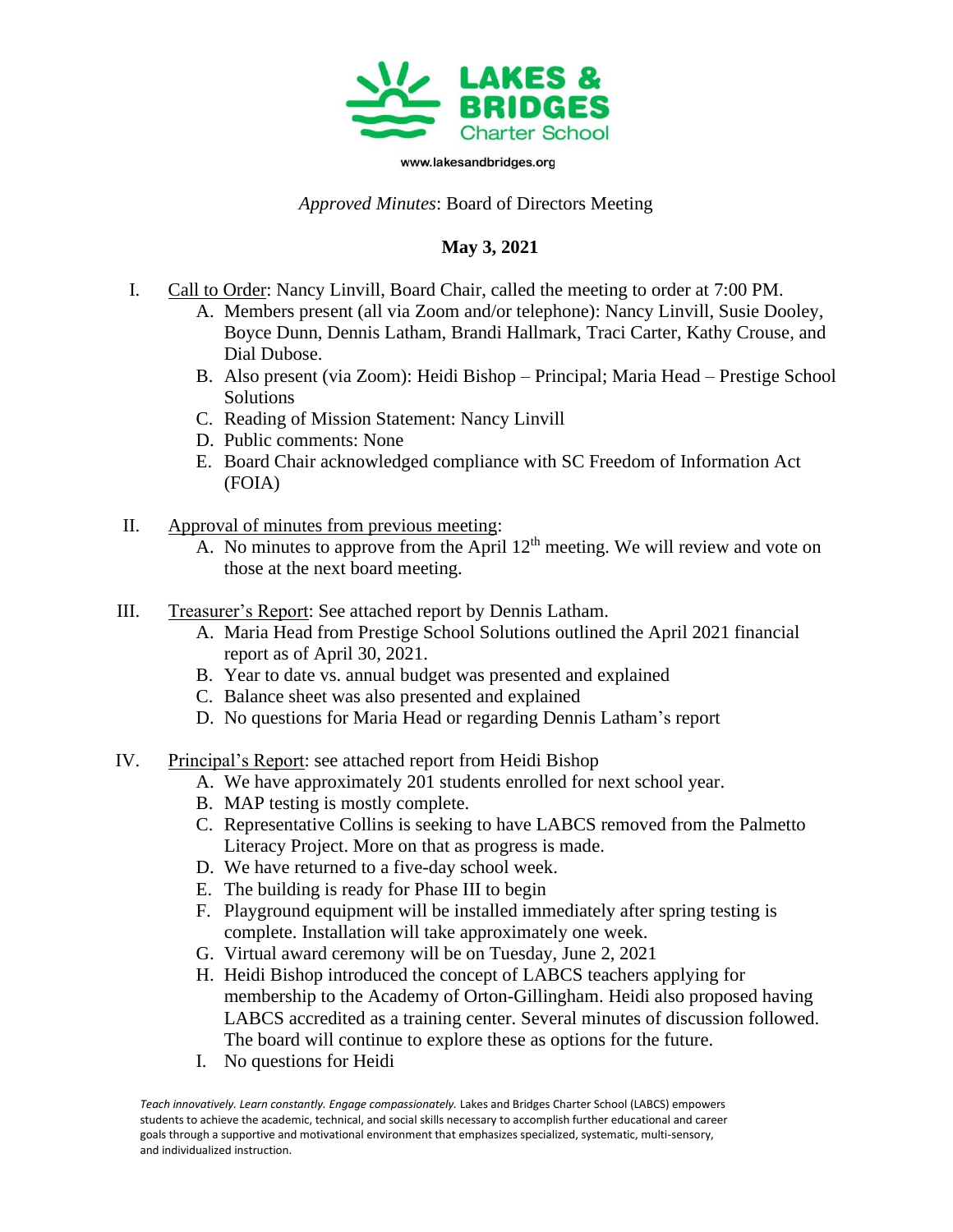LAKES & BRIDGES
Charter School

www.lakesandbridges.org

*Approved Minutes*: Board of Directors Meeting

**May 3, 2021**

I. Call to Order: Nancy Linvill, Board Chair, called the meeting to order at 7:00 PM.
   A. Members present (all via Zoom and/or telephone): Nancy Linvill, Susie Dooley, Boyce Dunn, Dennis Latham, Brandi Hallmark, Traci Carter, Kathy Crouse, and Dial Dubose.
   B. Also present (via Zoom): Heidi Bishop – Principal; Maria Head – Prestige School Solutions
   C. Reading of Mission Statement: Nancy Linvill
   D. Public comments: None
   E. Board Chair acknowledged compliance with SC Freedom of Information Act (FOIA)

II. Approval of minutes from previous meeting:
   A. No minutes to approve from the April 12th meeting. We will review and vote on those at the next board meeting.

III. Treasurer's Report: See attached report by Dennis Latham.
   A. Maria Head from Prestige School Solutions outlined the April 2021 financial report as of April 30, 2021.
   B. Year to date vs. annual budget was presented and explained
   C. Balance sheet was also presented and explained
   D. No questions for Maria Head or regarding Dennis Latham's report

IV. Principal's Report: see attached report from Heidi Bishop
   A. We have approximately 201 students enrolled for next school year.
   B. MAP testing is mostly complete.
   C. Representative Collins is seeking to have LABCS removed from the Palmetto Literacy Project. More on that as progress is made.
   D. We have returned to a five-day school week.
   E. The building is ready for Phase III to begin
   F. Playground equipment will be installed immediately after spring testing is complete. Installation will take approximately one week.
   G. Virtual award ceremony will be on Tuesday, June 2, 2021
   H. Heidi Bishop introduced the concept of LABCS teachers applying for membership to the Academy of Orton-Gillingham. Heidi also proposed having LABCS accredited as a training center. Several minutes of discussion followed. The board will continue to explore these as options for the future.
   I. No questions for Heidi

*Teach innovatively. Learn constantly. Engage compassionately.* Lakes and Bridges Charter School (LABCS) empowers students to achieve the academic, technical, and social skills necessary to accomplish further educational and career goals through a supportive and motivational environment that emphasizes specialized, systematic, multi-sensory, and individualized instruction.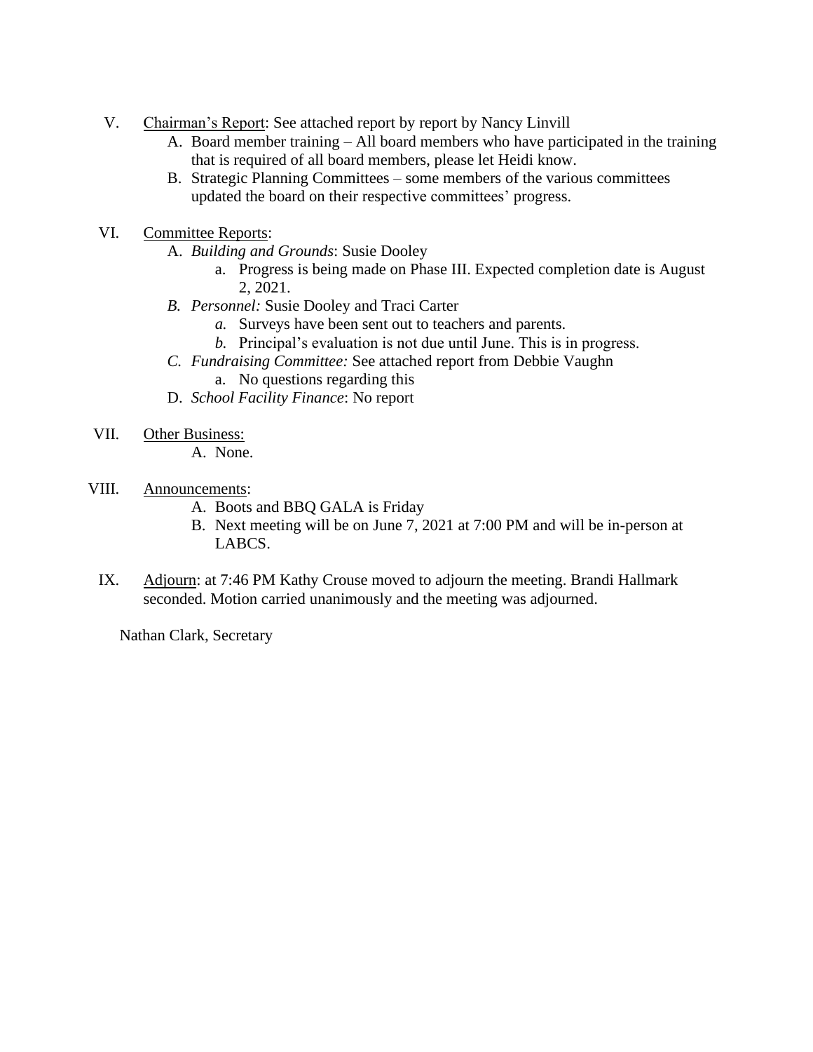V. <u>Chairman's Report</u>: See attached report by report by Nancy Linvill
   A. Board member training – All board members who have participated in the training that is required of all board members, please let Heidi know.
   B. Strategic Planning Committees – some members of the various committees updated the board on their respective committees' progress.

VI. <u>Committee Reports</u>:
   A. *Building and Grounds*: Susie Dooley
      a. Progress is being made on Phase III. Expected completion date is August 2, 2021.
   *B. Personnel:* Susie Dooley and Traci Carter
      *a.* Surveys have been sent out to teachers and parents.
      *b.* Principal's evaluation is not due until June. This is in progress.
   *C. Fundraising Committee:* See attached report from Debbie Vaughn
      a. No questions regarding this
   D. *School Facility Finance*: No report

VII. <u>Other Business:</u>
   A. None.

VIII. <u>Announcements</u>:
   A. Boots and BBQ GALA is Friday
   B. Next meeting will be on June 7, 2021 at 7:00 PM and will be in-person at LABCS.

IX. <u>Adjourn</u>: at 7:46 PM Kathy Crouse moved to adjourn the meeting. Brandi Hallmark seconded. Motion carried unanimously and the meeting was adjourned.

Nathan Clark, Secretary